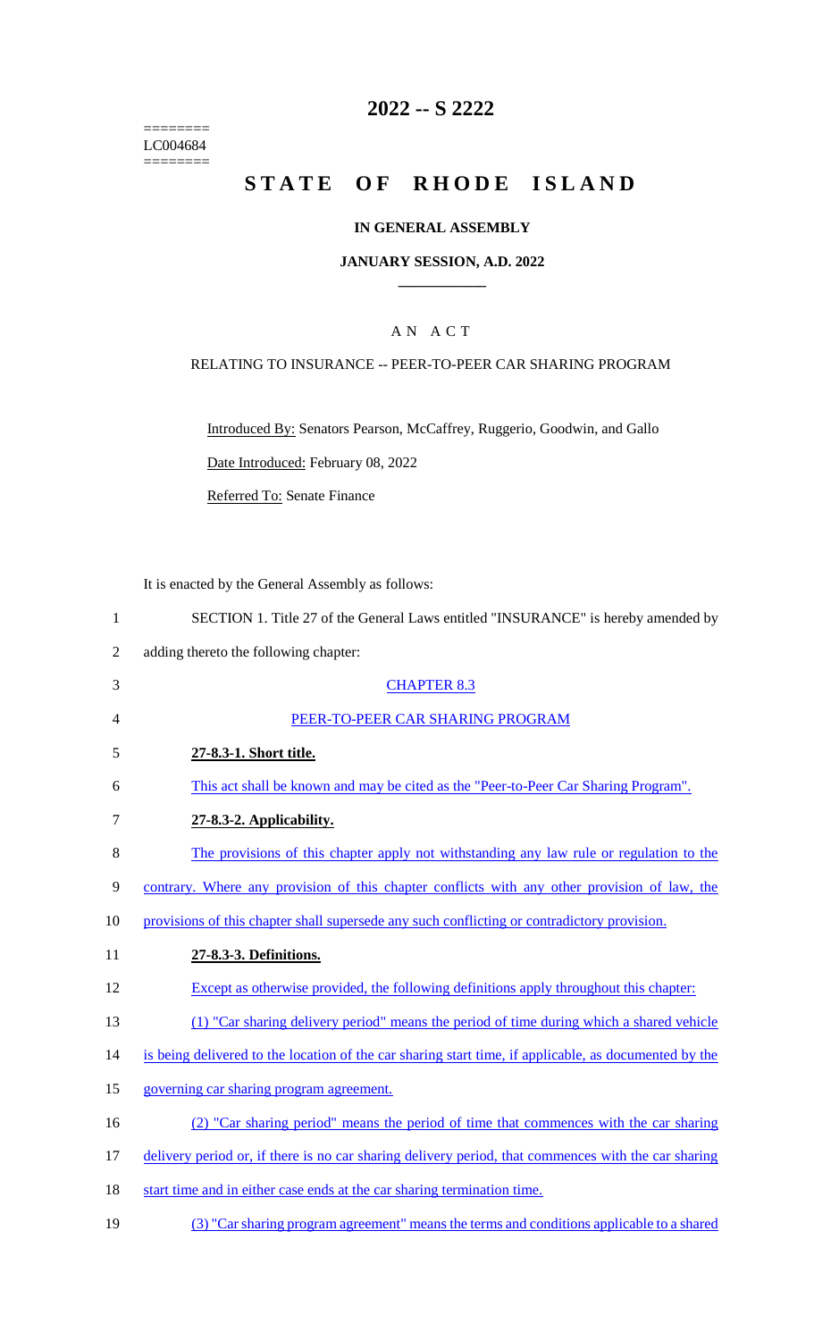========
LC004684
========

# 2022 -- S 2222

# STATE OF RHODE ISLAND

## IN GENERAL ASSEMBLY

## JANUARY SESSION, A.D. 2022

### A N A C T

RELATING TO INSURANCE -- PEER-TO-PEER CAR SHARING PROGRAM

Introduced By: Senators Pearson, McCaffrey, Ruggerio, Goodwin, and Gallo

Date Introduced: February 08, 2022

Referred To: Senate Finance

It is enacted by the General Assembly as follows:

SECTION 1. Title 27 of the General Laws entitled "INSURANCE" is hereby amended by adding thereto the following chapter:

CHAPTER 8.3

PEER-TO-PEER CAR SHARING PROGRAM

**27-8.3-1. Short title.**

This act shall be known and may be cited as the "Peer-to-Peer Car Sharing Program".

**27-8.3-2. Applicability.**

The provisions of this chapter apply not withstanding any law rule or regulation to the contrary. Where any provision of this chapter conflicts with any other provision of law, the provisions of this chapter shall supersede any such conflicting or contradictory provision.

**27-8.3-3. Definitions.**

Except as otherwise provided, the following definitions apply throughout this chapter:

(1) "Car sharing delivery period" means the period of time during which a shared vehicle is being delivered to the location of the car sharing start time, if applicable, as documented by the governing car sharing program agreement.

(2) "Car sharing period" means the period of time that commences with the car sharing delivery period or, if there is no car sharing delivery period, that commences with the car sharing start time and in either case ends at the car sharing termination time.

(3) "Car sharing program agreement" means the terms and conditions applicable to a shared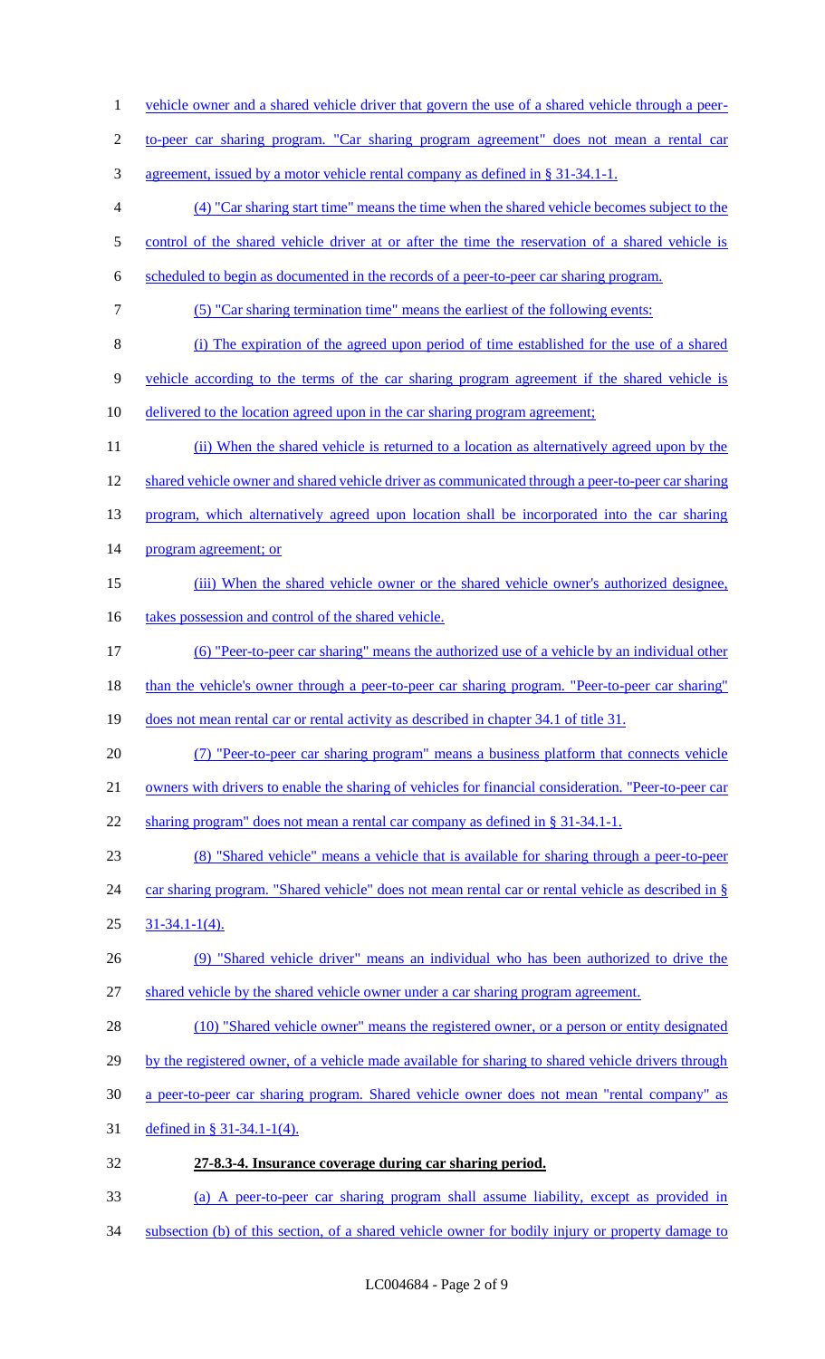vehicle owner and a shared vehicle driver that govern the use of a shared vehicle through a peer-to-peer car sharing program. "Car sharing program agreement" does not mean a rental car agreement, issued by a motor vehicle rental company as defined in § 31-34.1-1.

(4) "Car sharing start time" means the time when the shared vehicle becomes subject to the control of the shared vehicle driver at or after the time the reservation of a shared vehicle is scheduled to begin as documented in the records of a peer-to-peer car sharing program.

(5) "Car sharing termination time" means the earliest of the following events:

(i) The expiration of the agreed upon period of time established for the use of a shared vehicle according to the terms of the car sharing program agreement if the shared vehicle is delivered to the location agreed upon in the car sharing program agreement;

(ii) When the shared vehicle is returned to a location as alternatively agreed upon by the shared vehicle owner and shared vehicle driver as communicated through a peer-to-peer car sharing program, which alternatively agreed upon location shall be incorporated into the car sharing program agreement; or

(iii) When the shared vehicle owner or the shared vehicle owner's authorized designee, takes possession and control of the shared vehicle.

(6) "Peer-to-peer car sharing" means the authorized use of a vehicle by an individual other than the vehicle's owner through a peer-to-peer car sharing program. "Peer-to-peer car sharing" does not mean rental car or rental activity as described in chapter 34.1 of title 31.

(7) "Peer-to-peer car sharing program" means a business platform that connects vehicle owners with drivers to enable the sharing of vehicles for financial consideration. "Peer-to-peer car sharing program" does not mean a rental car company as defined in § 31-34.1-1.

(8) "Shared vehicle" means a vehicle that is available for sharing through a peer-to-peer car sharing program. "Shared vehicle" does not mean rental car or rental vehicle as described in § 31-34.1-1(4).

(9) "Shared vehicle driver" means an individual who has been authorized to drive the shared vehicle by the shared vehicle owner under a car sharing program agreement.

(10) "Shared vehicle owner" means the registered owner, or a person or entity designated by the registered owner, of a vehicle made available for sharing to shared vehicle drivers through a peer-to-peer car sharing program. Shared vehicle owner does not mean "rental company" as defined in § 31-34.1-1(4).

**27-8.3-4. Insurance coverage during car sharing period.**

(a) A peer-to-peer car sharing program shall assume liability, except as provided in subsection (b) of this section, of a shared vehicle owner for bodily injury or property damage to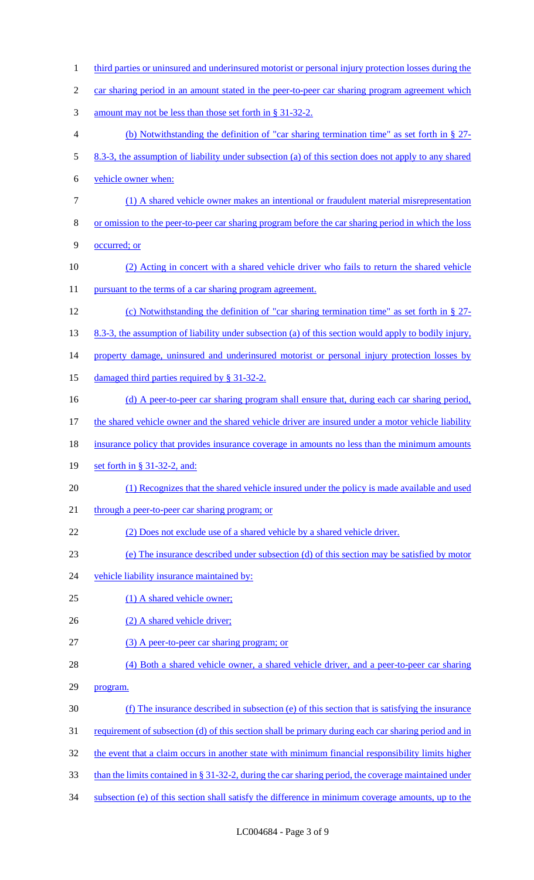third parties or uninsured and underinsured motorist or personal injury protection losses during the car sharing period in an amount stated in the peer-to-peer car sharing program agreement which amount may not be less than those set forth in § 31-32-2.

(b) Notwithstanding the definition of "car sharing termination time" as set forth in § 27-8.3-3, the assumption of liability under subsection (a) of this section does not apply to any shared vehicle owner when:

(1) A shared vehicle owner makes an intentional or fraudulent material misrepresentation or omission to the peer-to-peer car sharing program before the car sharing period in which the loss occurred; or

(2) Acting in concert with a shared vehicle driver who fails to return the shared vehicle pursuant to the terms of a car sharing program agreement.

(c) Notwithstanding the definition of "car sharing termination time" as set forth in § 27-8.3-3, the assumption of liability under subsection (a) of this section would apply to bodily injury, property damage, uninsured and underinsured motorist or personal injury protection losses by damaged third parties required by § 31-32-2.

(d) A peer-to-peer car sharing program shall ensure that, during each car sharing period, the shared vehicle owner and the shared vehicle driver are insured under a motor vehicle liability insurance policy that provides insurance coverage in amounts no less than the minimum amounts set forth in § 31-32-2, and:

(1) Recognizes that the shared vehicle insured under the policy is made available and used through a peer-to-peer car sharing program; or

(2) Does not exclude use of a shared vehicle by a shared vehicle driver.

(e) The insurance described under subsection (d) of this section may be satisfied by motor vehicle liability insurance maintained by:

(1) A shared vehicle owner;

(2) A shared vehicle driver;

(3) A peer-to-peer car sharing program; or

(4) Both a shared vehicle owner, a shared vehicle driver, and a peer-to-peer car sharing program.

(f) The insurance described in subsection (e) of this section that is satisfying the insurance requirement of subsection (d) of this section shall be primary during each car sharing period and in the event that a claim occurs in another state with minimum financial responsibility limits higher than the limits contained in § 31-32-2, during the car sharing period, the coverage maintained under subsection (e) of this section shall satisfy the difference in minimum coverage amounts, up to the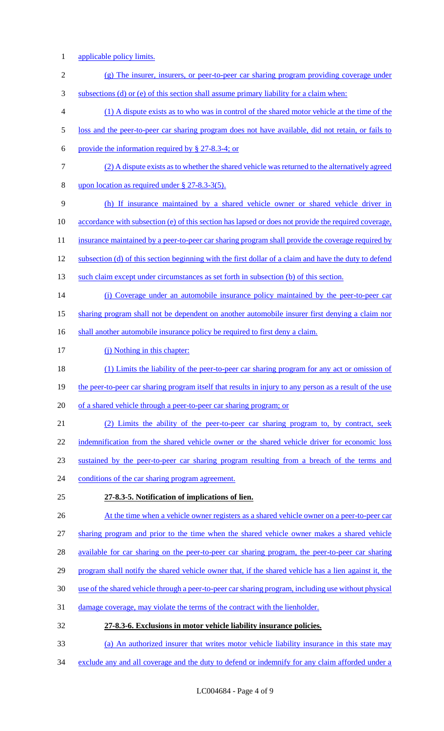applicable policy limits.

(g) The insurer, insurers, or peer-to-peer car sharing program providing coverage under subsections (d) or (e) of this section shall assume primary liability for a claim when:

(1) A dispute exists as to who was in control of the shared motor vehicle at the time of the loss and the peer-to-peer car sharing program does not have available, did not retain, or fails to provide the information required by § 27-8.3-4; or

(2) A dispute exists as to whether the shared vehicle was returned to the alternatively agreed upon location as required under § 27-8.3-3(5).

(h) If insurance maintained by a shared vehicle owner or shared vehicle driver in accordance with subsection (e) of this section has lapsed or does not provide the required coverage, insurance maintained by a peer-to-peer car sharing program shall provide the coverage required by subsection (d) of this section beginning with the first dollar of a claim and have the duty to defend such claim except under circumstances as set forth in subsection (b) of this section.

(i) Coverage under an automobile insurance policy maintained by the peer-to-peer car sharing program shall not be dependent on another automobile insurer first denying a claim nor shall another automobile insurance policy be required to first deny a claim.

(j) Nothing in this chapter:

(1) Limits the liability of the peer-to-peer car sharing program for any act or omission of the peer-to-peer car sharing program itself that results in injury to any person as a result of the use of a shared vehicle through a peer-to-peer car sharing program; or

(2) Limits the ability of the peer-to-peer car sharing program to, by contract, seek indemnification from the shared vehicle owner or the shared vehicle driver for economic loss sustained by the peer-to-peer car sharing program resulting from a breach of the terms and conditions of the car sharing program agreement.

**27-8.3-5. Notification of implications of lien.**

At the time when a vehicle owner registers as a shared vehicle owner on a peer-to-peer car sharing program and prior to the time when the shared vehicle owner makes a shared vehicle available for car sharing on the peer-to-peer car sharing program, the peer-to-peer car sharing program shall notify the shared vehicle owner that, if the shared vehicle has a lien against it, the use of the shared vehicle through a peer-to-peer car sharing program, including use without physical damage coverage, may violate the terms of the contract with the lienholder.

**27-8.3-6. Exclusions in motor vehicle liability insurance policies.**

(a) An authorized insurer that writes motor vehicle liability insurance in this state may exclude any and all coverage and the duty to defend or indemnify for any claim afforded under a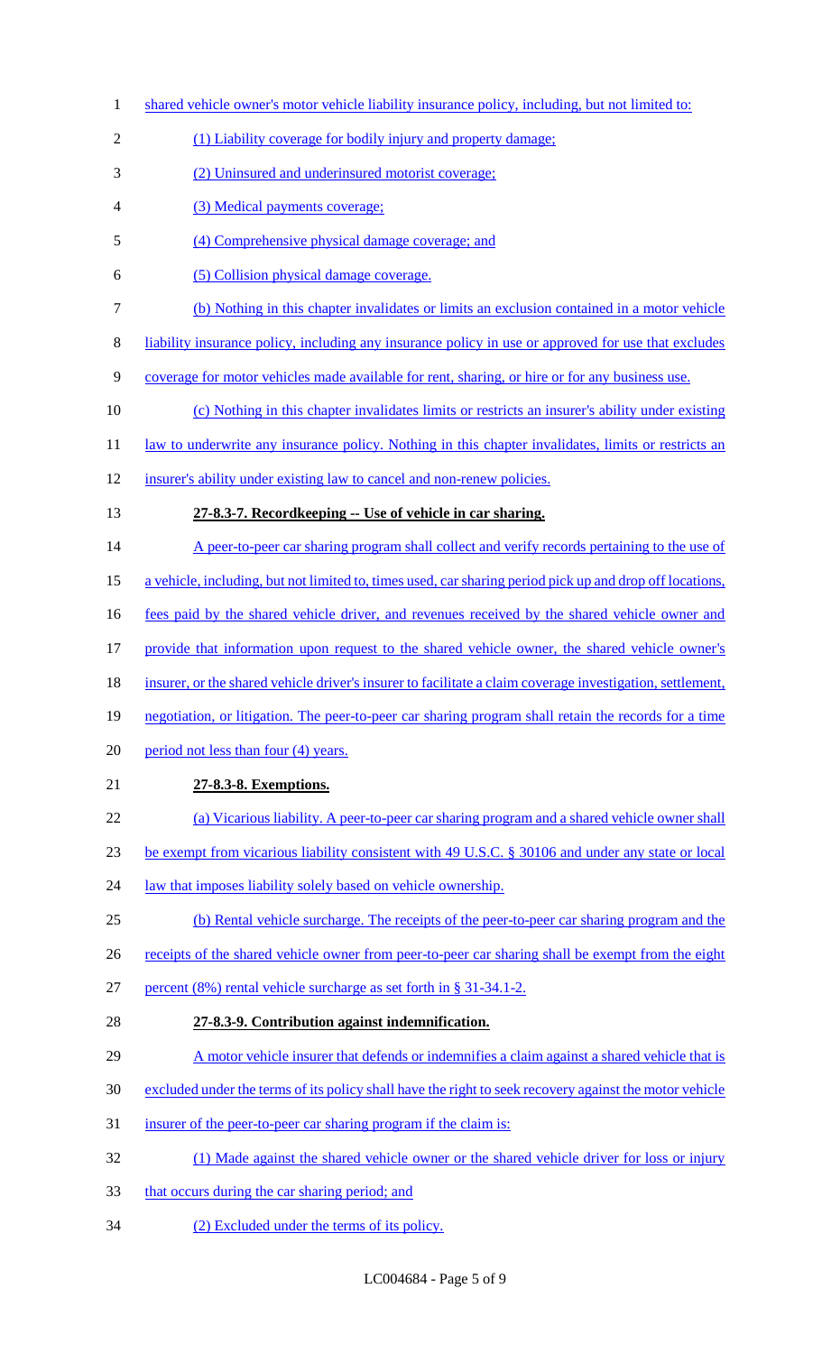shared vehicle owner's motor vehicle liability insurance policy, including, but not limited to:

(1) Liability coverage for bodily injury and property damage;

(2) Uninsured and underinsured motorist coverage;

(3) Medical payments coverage;

(4) Comprehensive physical damage coverage; and

(5) Collision physical damage coverage.

(b) Nothing in this chapter invalidates or limits an exclusion contained in a motor vehicle liability insurance policy, including any insurance policy in use or approved for use that excludes coverage for motor vehicles made available for rent, sharing, or hire or for any business use.

(c) Nothing in this chapter invalidates limits or restricts an insurer's ability under existing law to underwrite any insurance policy. Nothing in this chapter invalidates, limits or restricts an insurer's ability under existing law to cancel and non-renew policies.

**27-8.3-7. Recordkeeping -- Use of vehicle in car sharing.**

A peer-to-peer car sharing program shall collect and verify records pertaining to the use of a vehicle, including, but not limited to, times used, car sharing period pick up and drop off locations, fees paid by the shared vehicle driver, and revenues received by the shared vehicle owner and provide that information upon request to the shared vehicle owner, the shared vehicle owner's insurer, or the shared vehicle driver's insurer to facilitate a claim coverage investigation, settlement, negotiation, or litigation. The peer-to-peer car sharing program shall retain the records for a time period not less than four (4) years.

**27-8.3-8. Exemptions.**

(a) Vicarious liability. A peer-to-peer car sharing program and a shared vehicle owner shall be exempt from vicarious liability consistent with 49 U.S.C. § 30106 and under any state or local law that imposes liability solely based on vehicle ownership.

(b) Rental vehicle surcharge. The receipts of the peer-to-peer car sharing program and the receipts of the shared vehicle owner from peer-to-peer car sharing shall be exempt from the eight percent (8%) rental vehicle surcharge as set forth in § 31-34.1-2.

**27-8.3-9. Contribution against indemnification.**

A motor vehicle insurer that defends or indemnifies a claim against a shared vehicle that is excluded under the terms of its policy shall have the right to seek recovery against the motor vehicle insurer of the peer-to-peer car sharing program if the claim is:

(1) Made against the shared vehicle owner or the shared vehicle driver for loss or injury that occurs during the car sharing period; and

(2) Excluded under the terms of its policy.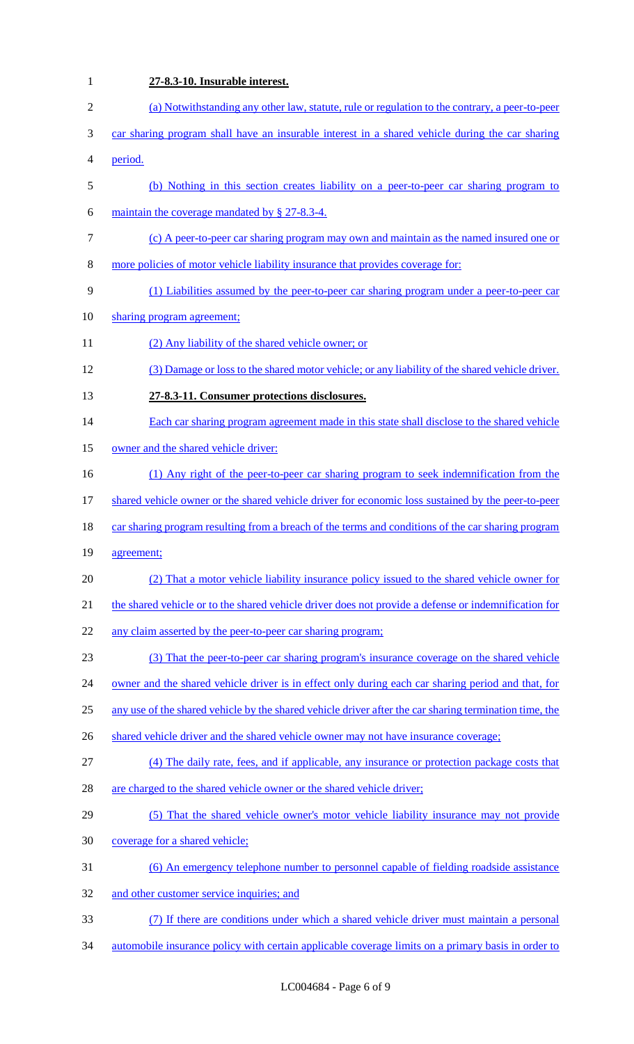**27-8.3-10. Insurable interest.**

(a) Notwithstanding any other law, statute, rule or regulation to the contrary, a peer-to-peer car sharing program shall have an insurable interest in a shared vehicle during the car sharing period.

(b) Nothing in this section creates liability on a peer-to-peer car sharing program to maintain the coverage mandated by § 27-8.3-4.

(c) A peer-to-peer car sharing program may own and maintain as the named insured one or more policies of motor vehicle liability insurance that provides coverage for:

(1) Liabilities assumed by the peer-to-peer car sharing program under a peer-to-peer car sharing program agreement;

(2) Any liability of the shared vehicle owner; or

(3) Damage or loss to the shared motor vehicle; or any liability of the shared vehicle driver.

**27-8.3-11. Consumer protections disclosures.**

Each car sharing program agreement made in this state shall disclose to the shared vehicle owner and the shared vehicle driver:

(1) Any right of the peer-to-peer car sharing program to seek indemnification from the shared vehicle owner or the shared vehicle driver for economic loss sustained by the peer-to-peer car sharing program resulting from a breach of the terms and conditions of the car sharing program agreement;

(2) That a motor vehicle liability insurance policy issued to the shared vehicle owner for the shared vehicle or to the shared vehicle driver does not provide a defense or indemnification for any claim asserted by the peer-to-peer car sharing program;

(3) That the peer-to-peer car sharing program's insurance coverage on the shared vehicle owner and the shared vehicle driver is in effect only during each car sharing period and that, for any use of the shared vehicle by the shared vehicle driver after the car sharing termination time, the shared vehicle driver and the shared vehicle owner may not have insurance coverage;

(4) The daily rate, fees, and if applicable, any insurance or protection package costs that are charged to the shared vehicle owner or the shared vehicle driver;

(5) That the shared vehicle owner's motor vehicle liability insurance may not provide coverage for a shared vehicle;

(6) An emergency telephone number to personnel capable of fielding roadside assistance and other customer service inquiries; and

(7) If there are conditions under which a shared vehicle driver must maintain a personal automobile insurance policy with certain applicable coverage limits on a primary basis in order to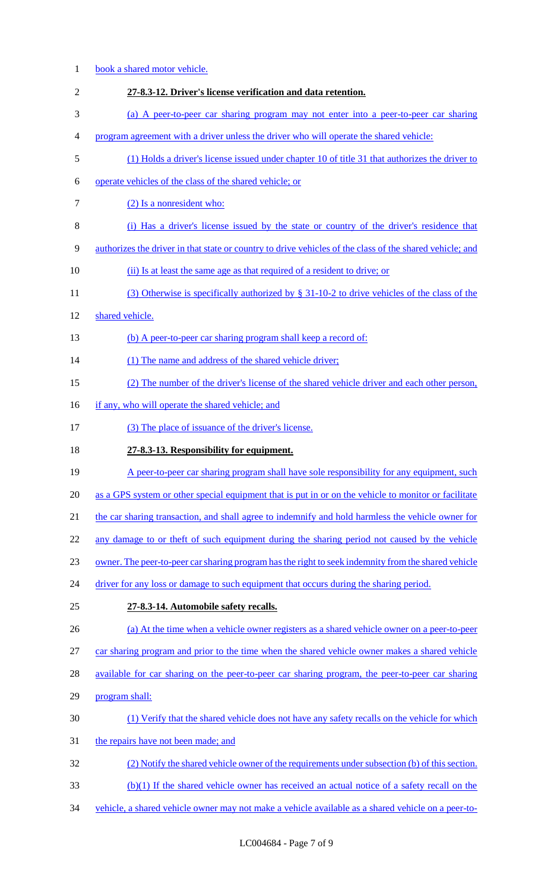book a shared motor vehicle.

**27-8.3-12. Driver's license verification and data retention.**

(a) A peer-to-peer car sharing program may not enter into a peer-to-peer car sharing program agreement with a driver unless the driver who will operate the shared vehicle:

(1) Holds a driver's license issued under chapter 10 of title 31 that authorizes the driver to operate vehicles of the class of the shared vehicle; or

(2) Is a nonresident who:

(i) Has a driver's license issued by the state or country of the driver's residence that authorizes the driver in that state or country to drive vehicles of the class of the shared vehicle; and

(ii) Is at least the same age as that required of a resident to drive; or

(3) Otherwise is specifically authorized by § 31-10-2 to drive vehicles of the class of the shared vehicle.

(b) A peer-to-peer car sharing program shall keep a record of:

(1) The name and address of the shared vehicle driver;

(2) The number of the driver's license of the shared vehicle driver and each other person, if any, who will operate the shared vehicle; and

(3) The place of issuance of the driver's license.

**27-8.3-13. Responsibility for equipment.**

A peer-to-peer car sharing program shall have sole responsibility for any equipment, such as a GPS system or other special equipment that is put in or on the vehicle to monitor or facilitate the car sharing transaction, and shall agree to indemnify and hold harmless the vehicle owner for any damage to or theft of such equipment during the sharing period not caused by the vehicle owner. The peer-to-peer car sharing program has the right to seek indemnity from the shared vehicle driver for any loss or damage to such equipment that occurs during the sharing period.

**27-8.3-14. Automobile safety recalls.**

(a) At the time when a vehicle owner registers as a shared vehicle owner on a peer-to-peer car sharing program and prior to the time when the shared vehicle owner makes a shared vehicle available for car sharing on the peer-to-peer car sharing program, the peer-to-peer car sharing program shall:

(1) Verify that the shared vehicle does not have any safety recalls on the vehicle for which the repairs have not been made; and

(2) Notify the shared vehicle owner of the requirements under subsection (b) of this section.

(b)(1) If the shared vehicle owner has received an actual notice of a safety recall on the vehicle, a shared vehicle owner may not make a vehicle available as a shared vehicle on a peer-to-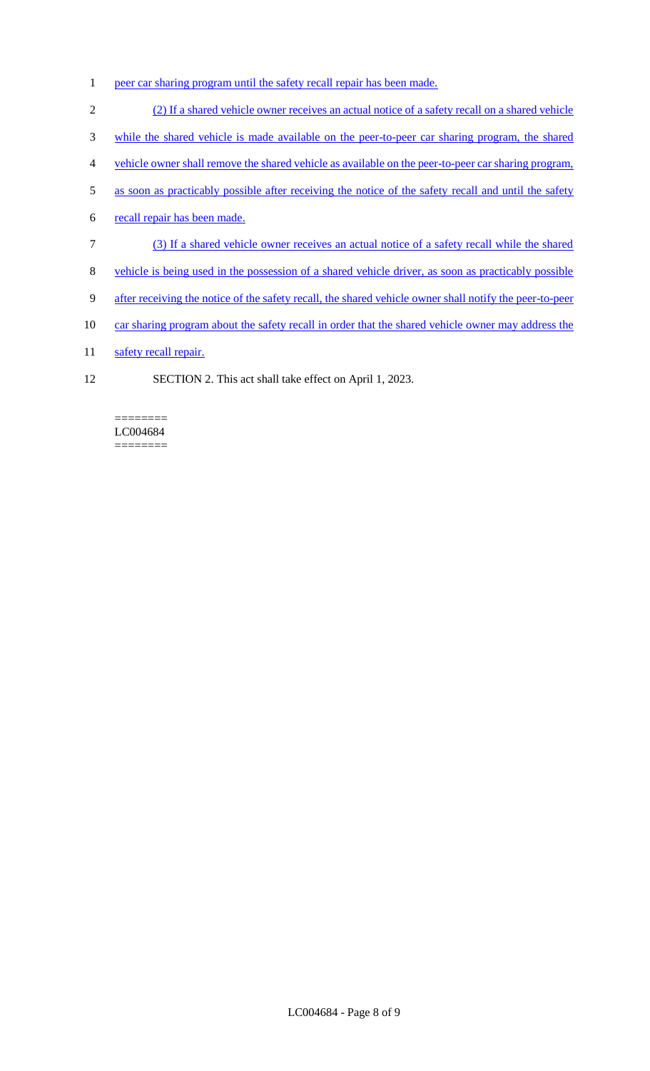peer car sharing program until the safety recall repair has been made.

(2) If a shared vehicle owner receives an actual notice of a safety recall on a shared vehicle while the shared vehicle is made available on the peer-to-peer car sharing program, the shared vehicle owner shall remove the shared vehicle as available on the peer-to-peer car sharing program, as soon as practicably possible after receiving the notice of the safety recall and until the safety recall repair has been made.

(3) If a shared vehicle owner receives an actual notice of a safety recall while the shared vehicle is being used in the possession of a shared vehicle driver, as soon as practicably possible after receiving the notice of the safety recall, the shared vehicle owner shall notify the peer-to-peer car sharing program about the safety recall in order that the shared vehicle owner may address the safety recall repair.

SECTION 2. This act shall take effect on April 1, 2023.

========
LC004684
========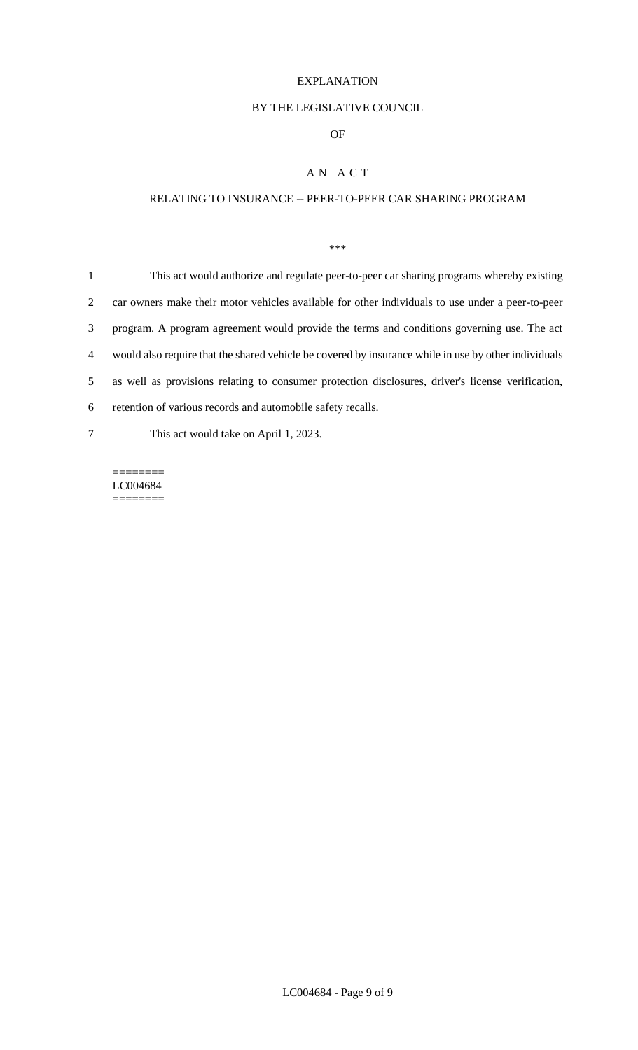EXPLANATION

BY THE LEGISLATIVE COUNCIL

OF

A N A C T

RELATING TO INSURANCE -- PEER-TO-PEER CAR SHARING PROGRAM

\*\*\*

This act would authorize and regulate peer-to-peer car sharing programs whereby existing car owners make their motor vehicles available for other individuals to use under a peer-to-peer program. A program agreement would provide the terms and conditions governing use. The act would also require that the shared vehicle be covered by insurance while in use by other individuals as well as provisions relating to consumer protection disclosures, driver's license verification, retention of various records and automobile safety recalls.

This act would take on April 1, 2023.

========
LC004684
========